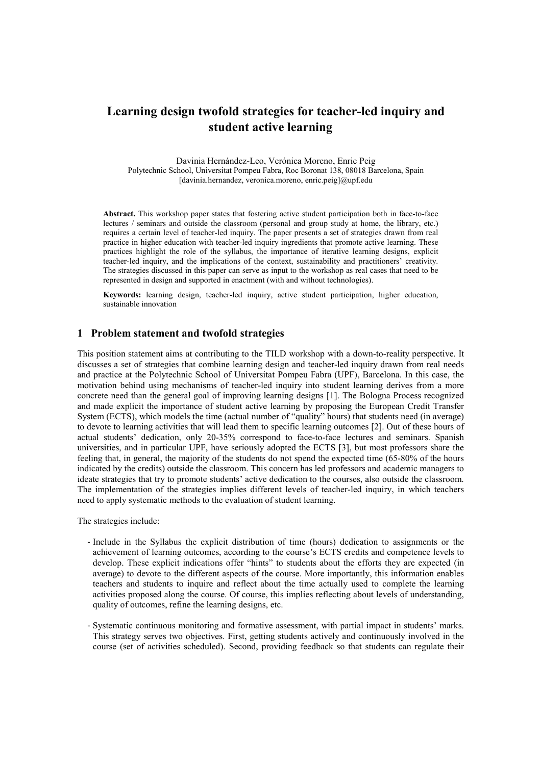# Learning design twofold strategies for teacher-led inquiry and student active learning

Davinia Hernández-Leo, Verónica Moreno, Enric Peig
Polytechnic School, Universitat Pompeu Fabra, Roc Boronat 138, 08018 Barcelona, Spain
[davinia.hernandez, veronica.moreno, enric.peig]@upf.edu

**Abstract.** This workshop paper states that fostering active student participation both in face-to-face lectures / seminars and outside the classroom (personal and group study at home, the library, etc.) requires a certain level of teacher-led inquiry. The paper presents a set of strategies drawn from real practice in higher education with teacher-led inquiry ingredients that promote active learning. These practices highlight the role of the syllabus, the importance of iterative learning designs, explicit teacher-led inquiry, and the implications of the context, sustainability and practitioners' creativity. The strategies discussed in this paper can serve as input to the workshop as real cases that need to be represented in design and supported in enactment (with and without technologies).

**Keywords:** learning design, teacher-led inquiry, active student participation, higher education, sustainable innovation

## 1 Problem statement and twofold strategies

This position statement aims at contributing to the TILD workshop with a down-to-reality perspective. It discusses a set of strategies that combine learning design and teacher-led inquiry drawn from real needs and practice at the Polytechnic School of Universitat Pompeu Fabra (UPF), Barcelona. In this case, the motivation behind using mechanisms of teacher-led inquiry into student learning derives from a more concrete need than the general goal of improving learning designs [1]. The Bologna Process recognized and made explicit the importance of student active learning by proposing the European Credit Transfer System (ECTS), which models the time (actual number of "quality" hours) that students need (in average) to devote to learning activities that will lead them to specific learning outcomes [2]. Out of these hours of actual students' dedication, only 20-35% correspond to face-to-face lectures and seminars. Spanish universities, and in particular UPF, have seriously adopted the ECTS [3], but most professors share the feeling that, in general, the majority of the students do not spend the expected time (65-80% of the hours indicated by the credits) outside the classroom. This concern has led professors and academic managers to ideate strategies that try to promote students' active dedication to the courses, also outside the classroom. The implementation of the strategies implies different levels of teacher-led inquiry, in which teachers need to apply systematic methods to the evaluation of student learning.

The strategies include:

- Include in the Syllabus the explicit distribution of time (hours) dedication to assignments or the achievement of learning outcomes, according to the course's ECTS credits and competence levels to develop. These explicit indications offer "hints" to students about the efforts they are expected (in average) to devote to the different aspects of the course. More importantly, this information enables teachers and students to inquire and reflect about the time actually used to complete the learning activities proposed along the course. Of course, this implies reflecting about levels of understanding, quality of outcomes, refine the learning designs, etc.

- Systematic continuous monitoring and formative assessment, with partial impact in students' marks. This strategy serves two objectives. First, getting students actively and continuously involved in the course (set of activities scheduled). Second, providing feedback so that students can regulate their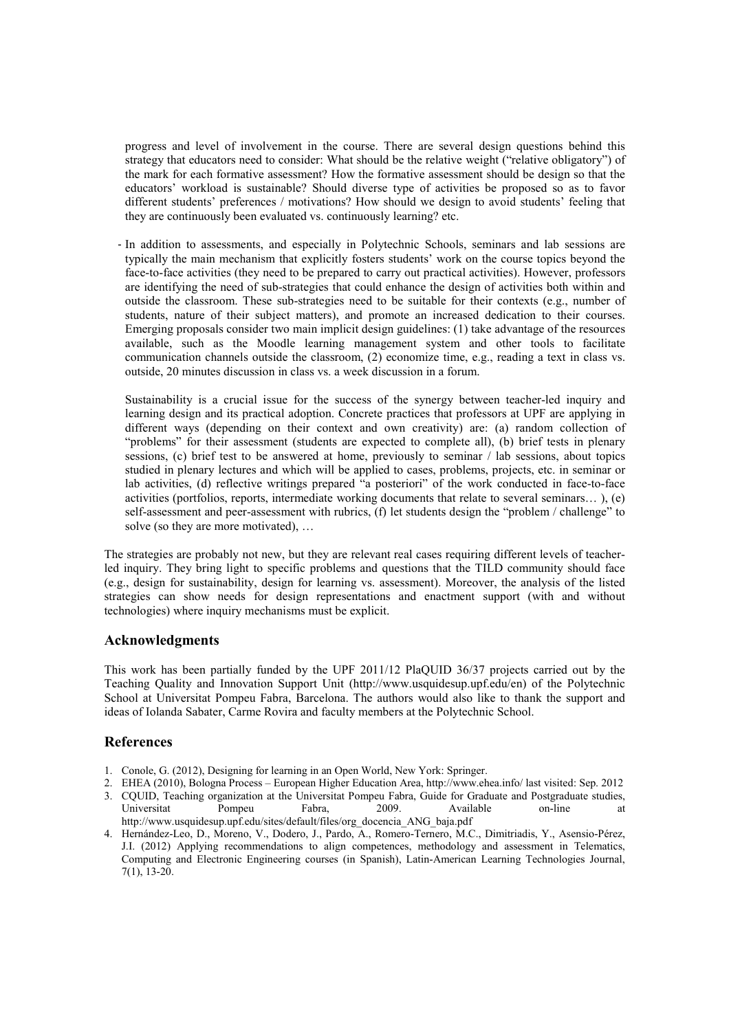progress and level of involvement in the course. There are several design questions behind this strategy that educators need to consider: What should be the relative weight ("relative obligatory") of the mark for each formative assessment? How the formative assessment should be design so that the educators' workload is sustainable? Should diverse type of activities be proposed so as to favor different students' preferences / motivations? How should we design to avoid students' feeling that they are continuously been evaluated vs. continuously learning? etc.

- In addition to assessments, and especially in Polytechnic Schools, seminars and lab sessions are typically the main mechanism that explicitly fosters students' work on the course topics beyond the face-to-face activities (they need to be prepared to carry out practical activities). However, professors are identifying the need of sub-strategies that could enhance the design of activities both within and outside the classroom. These sub-strategies need to be suitable for their contexts (e.g., number of students, nature of their subject matters), and promote an increased dedication to their courses. Emerging proposals consider two main implicit design guidelines: (1) take advantage of the resources available, such as the Moodle learning management system and other tools to facilitate communication channels outside the classroom, (2) economize time, e.g., reading a text in class vs. outside, 20 minutes discussion in class vs. a week discussion in a forum.

  Sustainability is a crucial issue for the success of the synergy between teacher-led inquiry and learning design and its practical adoption. Concrete practices that professors at UPF are applying in different ways (depending on their context and own creativity) are: (a) random collection of "problems" for their assessment (students are expected to complete all), (b) brief tests in plenary sessions, (c) brief test to be answered at home, previously to seminar / lab sessions, about topics studied in plenary lectures and which will be applied to cases, problems, projects, etc. in seminar or lab activities, (d) reflective writings prepared "a posteriori" of the work conducted in face-to-face activities (portfolios, reports, intermediate working documents that relate to several seminars… ), (e) self-assessment and peer-assessment with rubrics, (f) let students design the "problem / challenge" to solve (so they are more motivated), …

The strategies are probably not new, but they are relevant real cases requiring different levels of teacher-led inquiry. They bring light to specific problems and questions that the TILD community should face (e.g., design for sustainability, design for learning vs. assessment). Moreover, the analysis of the listed strategies can show needs for design representations and enactment support (with and without technologies) where inquiry mechanisms must be explicit.

## Acknowledgments

This work has been partially funded by the UPF 2011/12 PlaQUID 36/37 projects carried out by the Teaching Quality and Innovation Support Unit (http://www.usquidesup.upf.edu/en) of the Polytechnic School at Universitat Pompeu Fabra, Barcelona. The authors would also like to thank the support and ideas of Iolanda Sabater, Carme Rovira and faculty members at the Polytechnic School.

## References

1. Conole, G. (2012), Designing for learning in an Open World, New York: Springer.
2. EHEA (2010), Bologna Process – European Higher Education Area, http://www.ehea.info/ last visited: Sep. 2012
3. CQUID, Teaching organization at the Universitat Pompeu Fabra, Guide for Graduate and Postgraduate studies, Universitat Pompeu Fabra, 2009. Available on-line at http://www.usquidesup.upf.edu/sites/default/files/org_docencia_ANG_baja.pdf
4. Hernández-Leo, D., Moreno, V., Dodero, J., Pardo, A., Romero-Ternero, M.C., Dimitriadis, Y., Asensio-Pérez, J.I. (2012) Applying recommendations to align competences, methodology and assessment in Telematics, Computing and Electronic Engineering courses (in Spanish), Latin-American Learning Technologies Journal, 7(1), 13-20.